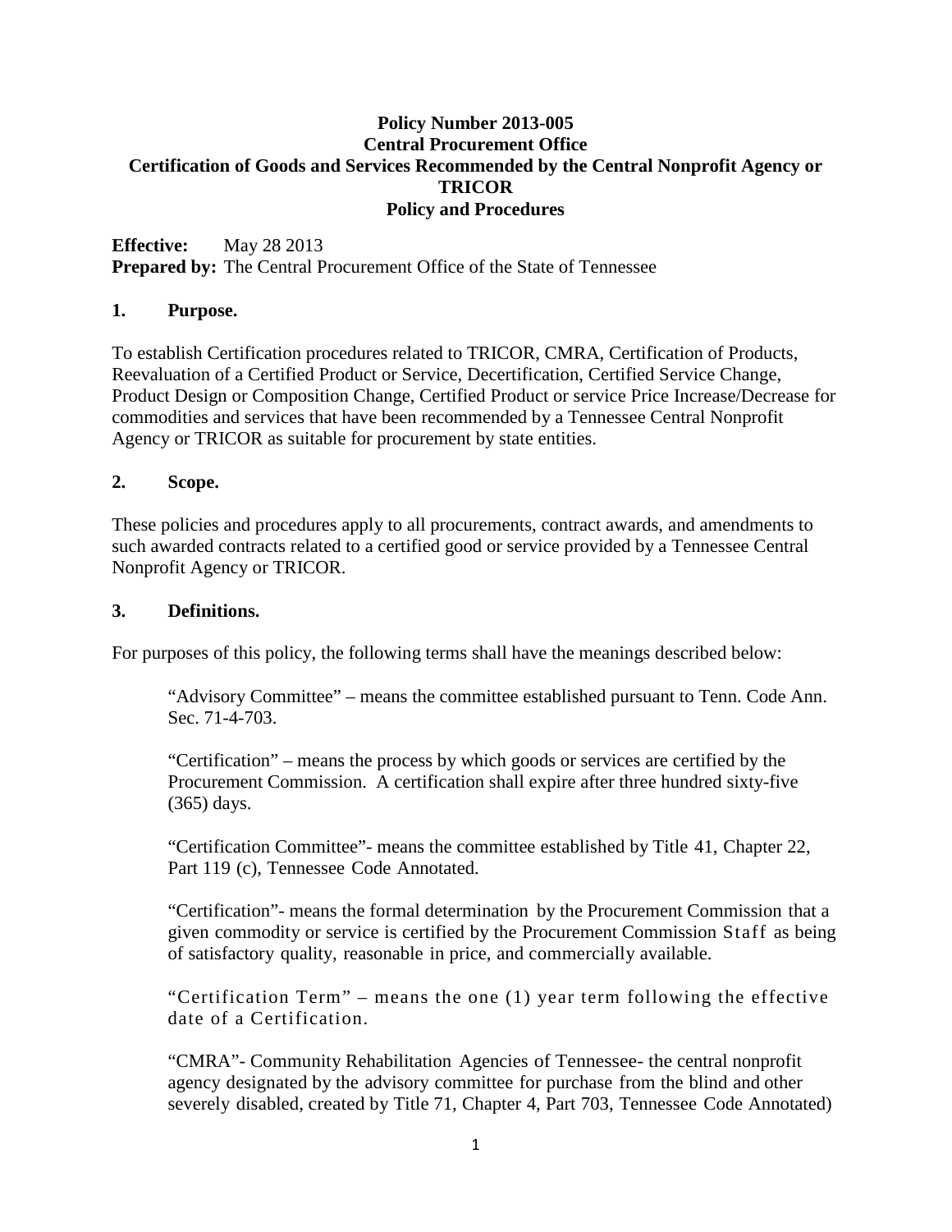**Policy Number 2013-005**
**Central Procurement Office**
**Certification of Goods and Services Recommended by the Central Nonprofit Agency or TRICOR**
**Policy and Procedures**

**Effective:** May 28 2013
**Prepared by:** The Central Procurement Office of the State of Tennessee

## 1. Purpose.

To establish Certification procedures related to TRICOR, CMRA, Certification of Products, Reevaluation of a Certified Product or Service, Decertification, Certified Service Change, Product Design or Composition Change, Certified Product or service Price Increase/Decrease for commodities and services that have been recommended by a Tennessee Central Nonprofit Agency or TRICOR as suitable for procurement by state entities.

## 2. Scope.

These policies and procedures apply to all procurements, contract awards, and amendments to such awarded contracts related to a certified good or service provided by a Tennessee Central Nonprofit Agency or TRICOR.

## 3. Definitions.

For purposes of this policy, the following terms shall have the meanings described below:

"Advisory Committee" – means the committee established pursuant to Tenn. Code Ann. Sec. 71-4-703.

"Certification" – means the process by which goods or services are certified by the Procurement Commission. A certification shall expire after three hundred sixty-five (365) days.

"Certification Committee"- means the committee established by Title 41, Chapter 22, Part 119 (c), Tennessee Code Annotated.

"Certification"- means the formal determination by the Procurement Commission that a given commodity or service is certified by the Procurement Commission Staff as being of satisfactory quality, reasonable in price, and commercially available.

"Certification Term" – means the one (1) year term following the effective date of a Certification.

"CMRA"- Community Rehabilitation Agencies of Tennessee- the central nonprofit agency designated by the advisory committee for purchase from the blind and other severely disabled, created by Title 71, Chapter 4, Part 703, Tennessee Code Annotated)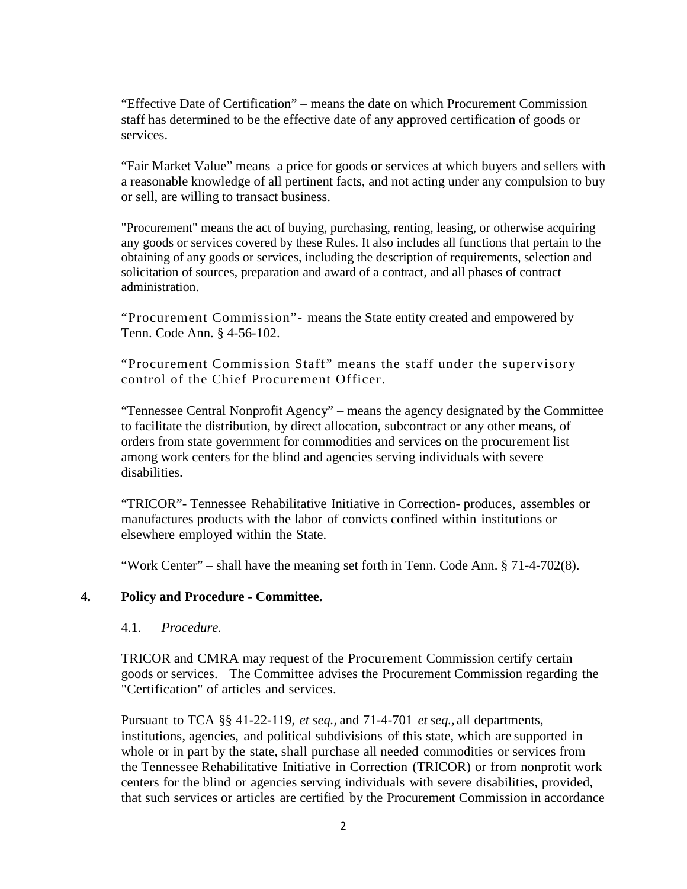"Effective Date of Certification" – means the date on which Procurement Commission staff has determined to be the effective date of any approved certification of goods or services.

"Fair Market Value" means a price for goods or services at which buyers and sellers with a reasonable knowledge of all pertinent facts, and not acting under any compulsion to buy or sell, are willing to transact business.

"Procurement" means the act of buying, purchasing, renting, leasing, or otherwise acquiring any goods or services covered by these Rules. It also includes all functions that pertain to the obtaining of any goods or services, including the description of requirements, selection and solicitation of sources, preparation and award of a contract, and all phases of contract administration.

"Procurement Commission"- means the State entity created and empowered by Tenn. Code Ann. § 4-56-102.

"Procurement Commission Staff" means the staff under the supervisory control of the Chief Procurement Officer.

"Tennessee Central Nonprofit Agency" – means the agency designated by the Committee to facilitate the distribution, by direct allocation, subcontract or any other means, of orders from state government for commodities and services on the procurement list among work centers for the blind and agencies serving individuals with severe disabilities.

"TRICOR"- Tennessee Rehabilitative Initiative in Correction- produces, assembles or manufactures products with the labor of convicts confined within institutions or elsewhere employed within the State.

"Work Center" – shall have the meaning set forth in Tenn. Code Ann. § 71-4-702(8).

## 4. Policy and Procedure - Committee.

4.1. *Procedure.*

TRICOR and CMRA may request of the Procurement Commission certify certain goods or services. The Committee advises the Procurement Commission regarding the "Certification" of articles and services.

Pursuant to TCA §§ 41-22-119, *et seq.*, and 71-4-701 *et seq.*, all departments, institutions, agencies, and political subdivisions of this state, which are supported in whole or in part by the state, shall purchase all needed commodities or services from the Tennessee Rehabilitative Initiative in Correction (TRICOR) or from nonprofit work centers for the blind or agencies serving individuals with severe disabilities, provided, that such services or articles are certified by the Procurement Commission in accordance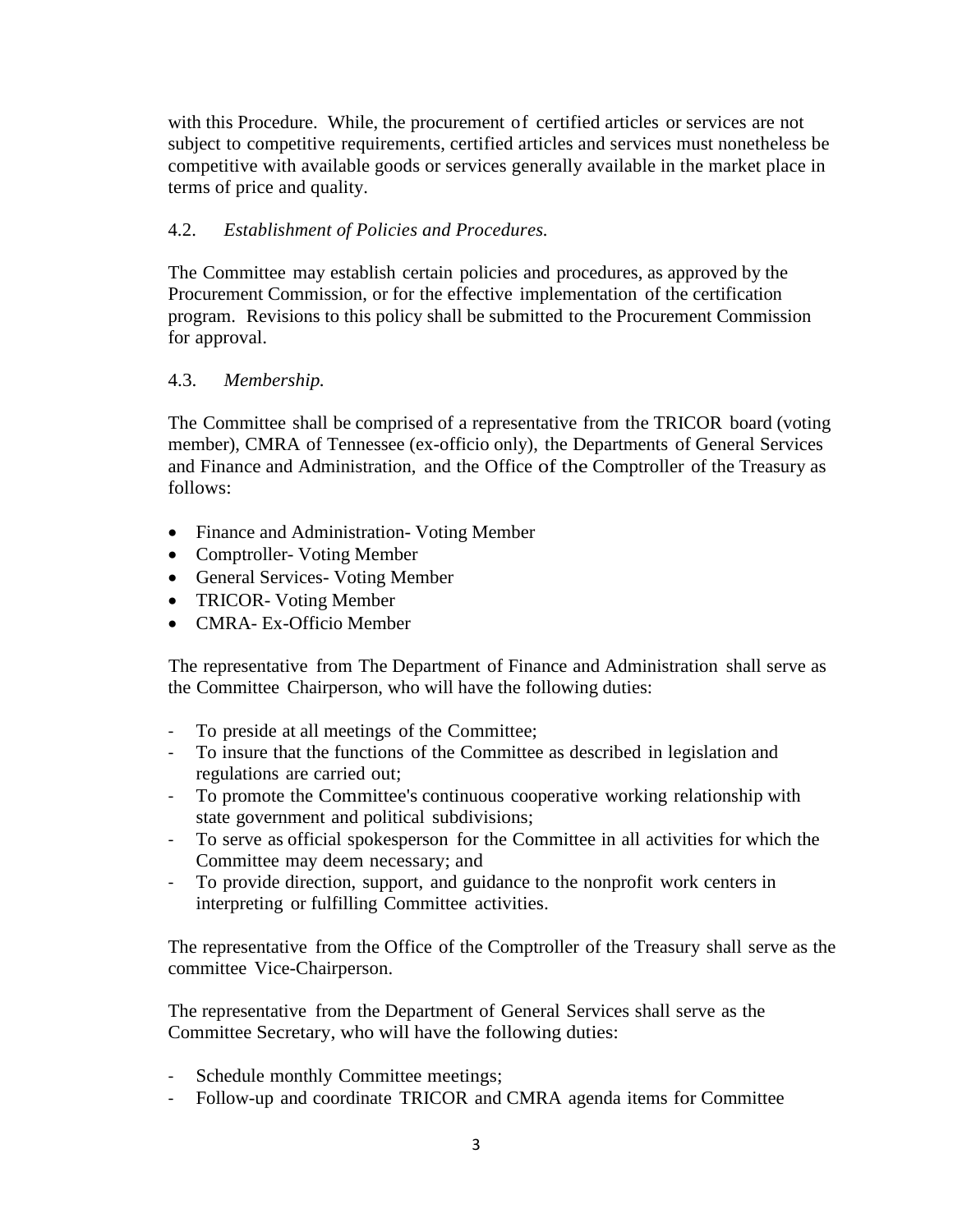with this Procedure. While, the procurement of certified articles or services are not subject to competitive requirements, certified articles and services must nonetheless be competitive with available goods or services generally available in the market place in terms of price and quality.

4.2. *Establishment of Policies and Procedures.*

The Committee may establish certain policies and procedures, as approved by the Procurement Commission, or for the effective implementation of the certification program. Revisions to this policy shall be submitted to the Procurement Commission for approval.

4.3. *Membership.*

The Committee shall be comprised of a representative from the TRICOR board (voting member), CMRA of Tennessee (ex-officio only), the Departments of General Services and Finance and Administration, and the Office of the Comptroller of the Treasury as follows:

- Finance and Administration- Voting Member
- Comptroller- Voting Member
- General Services- Voting Member
- TRICOR- Voting Member
- CMRA- Ex-Officio Member

The representative from The Department of Finance and Administration shall serve as the Committee Chairperson, who will have the following duties:

- To preside at all meetings of the Committee;
- To insure that the functions of the Committee as described in legislation and regulations are carried out;
- To promote the Committee's continuous cooperative working relationship with state government and political subdivisions;
- To serve as official spokesperson for the Committee in all activities for which the Committee may deem necessary; and
- To provide direction, support, and guidance to the nonprofit work centers in interpreting or fulfilling Committee activities.

The representative from the Office of the Comptroller of the Treasury shall serve as the committee Vice-Chairperson.

The representative from the Department of General Services shall serve as the Committee Secretary, who will have the following duties:

- Schedule monthly Committee meetings;
- Follow-up and coordinate TRICOR and CMRA agenda items for Committee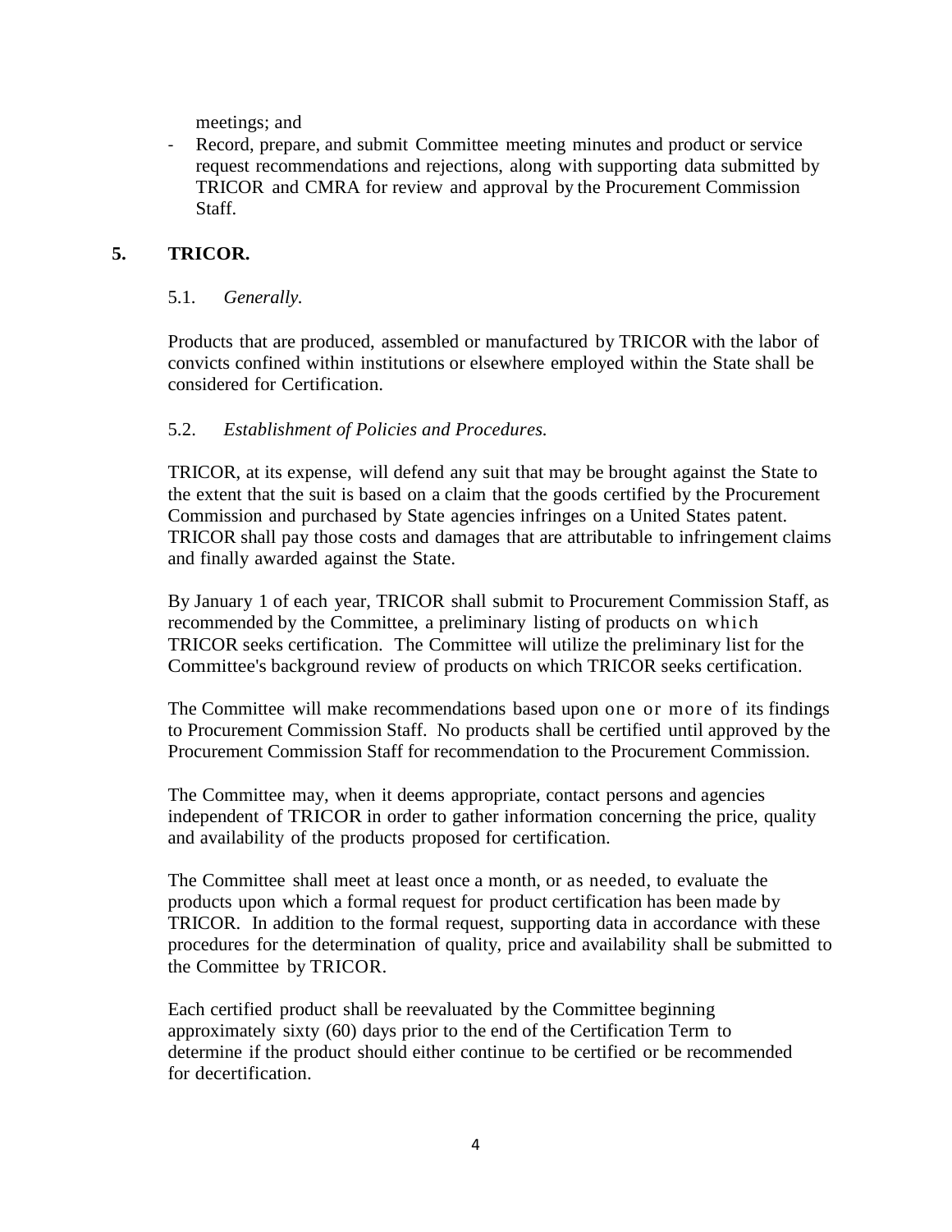meetings; and

- Record, prepare, and submit Committee meeting minutes and product or service request recommendations and rejections, along with supporting data submitted by TRICOR and CMRA for review and approval by the Procurement Commission Staff.

## 5. TRICOR.

### 5.1. *Generally.*

Products that are produced, assembled or manufactured by TRICOR with the labor of convicts confined within institutions or elsewhere employed within the State shall be considered for Certification.

### 5.2. *Establishment of Policies and Procedures.*

TRICOR, at its expense, will defend any suit that may be brought against the State to the extent that the suit is based on a claim that the goods certified by the Procurement Commission and purchased by State agencies infringes on a United States patent. TRICOR shall pay those costs and damages that are attributable to infringement claims and finally awarded against the State.

By January 1 of each year, TRICOR shall submit to Procurement Commission Staff, as recommended by the Committee, a preliminary listing of products on which TRICOR seeks certification. The Committee will utilize the preliminary list for the Committee's background review of products on which TRICOR seeks certification.

The Committee will make recommendations based upon one or more of its findings to Procurement Commission Staff. No products shall be certified until approved by the Procurement Commission Staff for recommendation to the Procurement Commission.

The Committee may, when it deems appropriate, contact persons and agencies independent of TRICOR in order to gather information concerning the price, quality and availability of the products proposed for certification.

The Committee shall meet at least once a month, or as needed, to evaluate the products upon which a formal request for product certification has been made by TRICOR. In addition to the formal request, supporting data in accordance with these procedures for the determination of quality, price and availability shall be submitted to the Committee by TRICOR.

Each certified product shall be reevaluated by the Committee beginning approximately sixty (60) days prior to the end of the Certification Term to determine if the product should either continue to be certified or be recommended for decertification.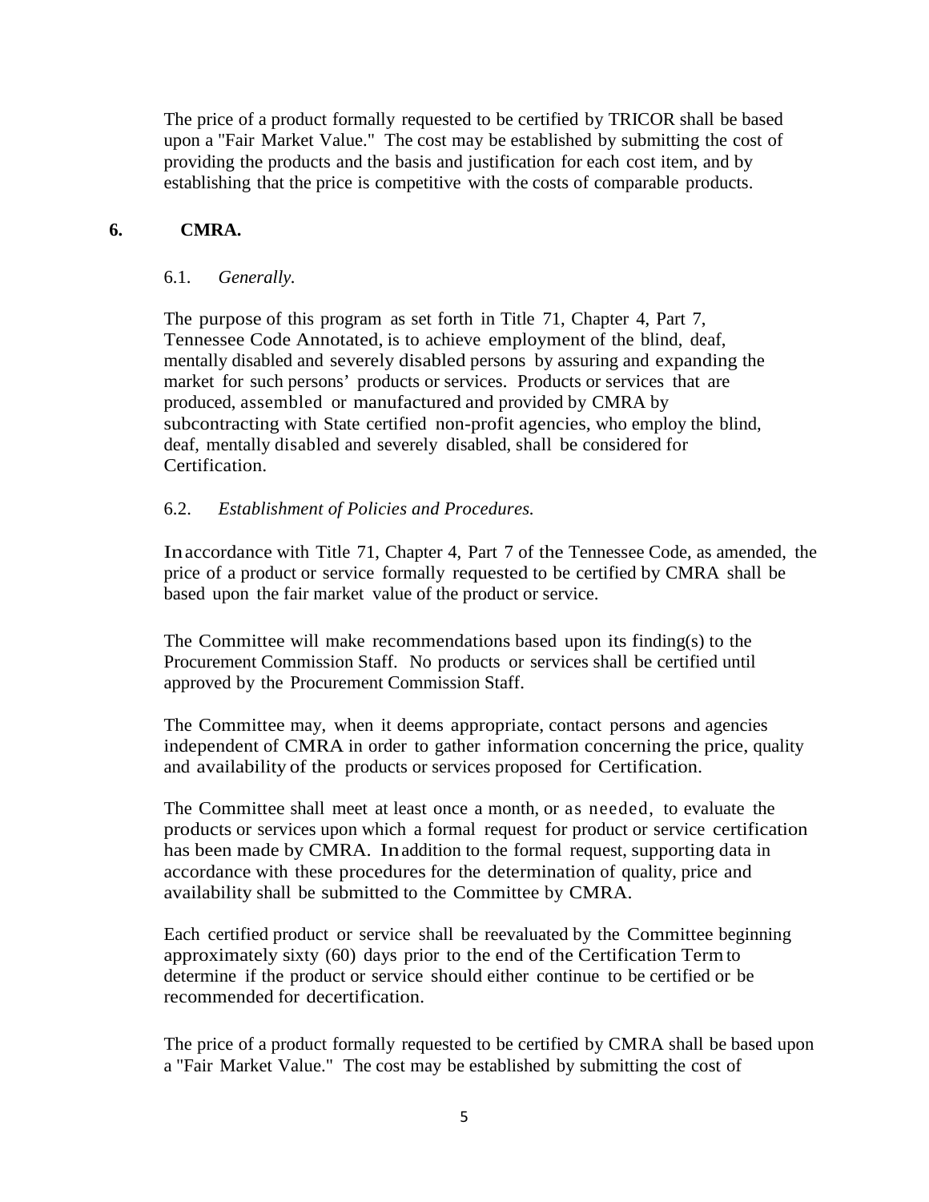The price of a product formally requested to be certified by TRICOR shall be based upon a "Fair Market Value." The cost may be established by submitting the cost of providing the products and the basis and justification for each cost item, and by establishing that the price is competitive with the costs of comparable products.

## 6. CMRA.

### 6.1. *Generally.*

The purpose of this program as set forth in Title 71, Chapter 4, Part 7, Tennessee Code Annotated, is to achieve employment of the blind, deaf, mentally disabled and severely disabled persons by assuring and expanding the market for such persons' products or services. Products or services that are produced, assembled or manufactured and provided by CMRA by subcontracting with State certified non-profit agencies, who employ the blind, deaf, mentally disabled and severely disabled, shall be considered for Certification.

### 6.2. *Establishment of Policies and Procedures.*

In accordance with Title 71, Chapter 4, Part 7 of the Tennessee Code, as amended, the price of a product or service formally requested to be certified by CMRA shall be based upon the fair market value of the product or service.

The Committee will make recommendations based upon its finding(s) to the Procurement Commission Staff. No products or services shall be certified until approved by the Procurement Commission Staff.

The Committee may, when it deems appropriate, contact persons and agencies independent of CMRA in order to gather information concerning the price, quality and availability of the products or services proposed for Certification.

The Committee shall meet at least once a month, or as needed, to evaluate the products or services upon which a formal request for product or service certification has been made by CMRA. In addition to the formal request, supporting data in accordance with these procedures for the determination of quality, price and availability shall be submitted to the Committee by CMRA.

Each certified product or service shall be reevaluated by the Committee beginning approximately sixty (60) days prior to the end of the Certification Term to determine if the product or service should either continue to be certified or be recommended for decertification.

The price of a product formally requested to be certified by CMRA shall be based upon a "Fair Market Value." The cost may be established by submitting the cost of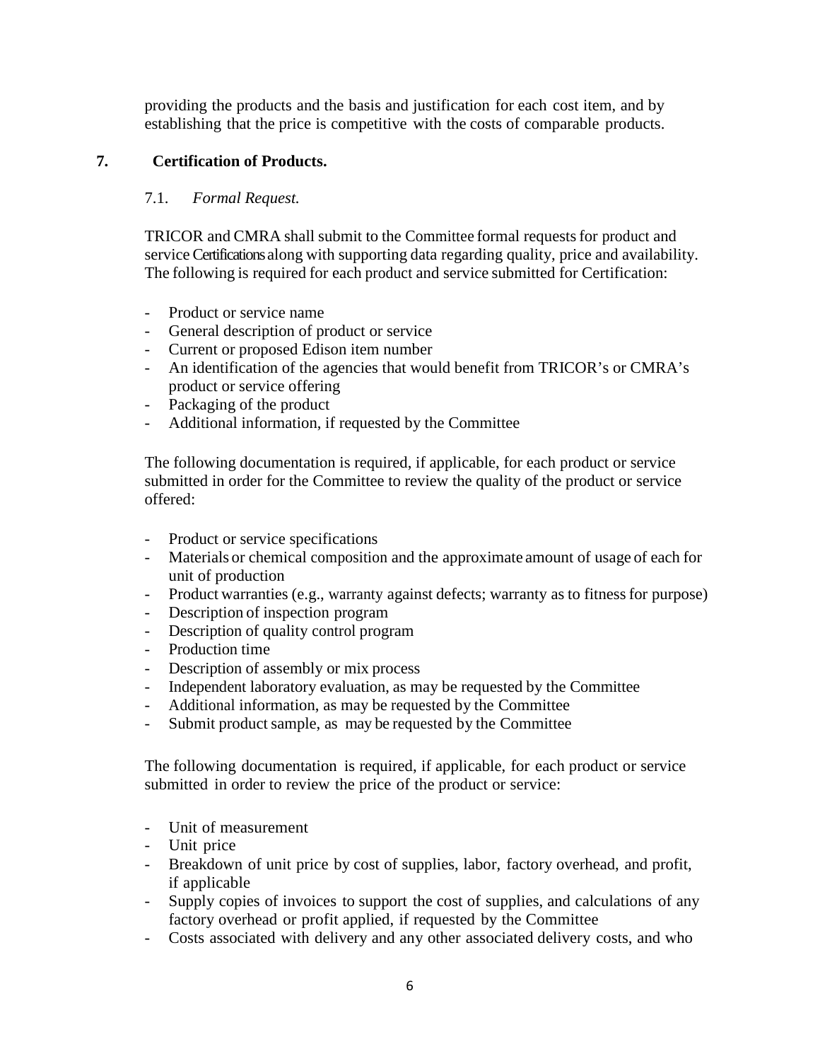providing the products and the basis and justification for each cost item, and by establishing that the price is competitive with the costs of comparable products.

## 7. Certification of Products.

### 7.1. *Formal Request.*

TRICOR and CMRA shall submit to the Committee formal requests for product and service Certifications along with supporting data regarding quality, price and availability. The following is required for each product and service submitted for Certification:

- Product or service name
- General description of product or service
- Current or proposed Edison item number
- An identification of the agencies that would benefit from TRICOR's or CMRA's product or service offering
- Packaging of the product
- Additional information, if requested by the Committee

The following documentation is required, if applicable, for each product or service submitted in order for the Committee to review the quality of the product or service offered:

- Product or service specifications
- Materials or chemical composition and the approximate amount of usage of each for unit of production
- Product warranties (e.g., warranty against defects; warranty as to fitness for purpose)
- Description of inspection program
- Description of quality control program
- Production time
- Description of assembly or mix process
- Independent laboratory evaluation, as may be requested by the Committee
- Additional information, as may be requested by the Committee
- Submit product sample, as may be requested by the Committee

The following documentation is required, if applicable, for each product or service submitted in order to review the price of the product or service:

- Unit of measurement
- Unit price
- Breakdown of unit price by cost of supplies, labor, factory overhead, and profit, if applicable
- Supply copies of invoices to support the cost of supplies, and calculations of any factory overhead or profit applied, if requested by the Committee
- Costs associated with delivery and any other associated delivery costs, and who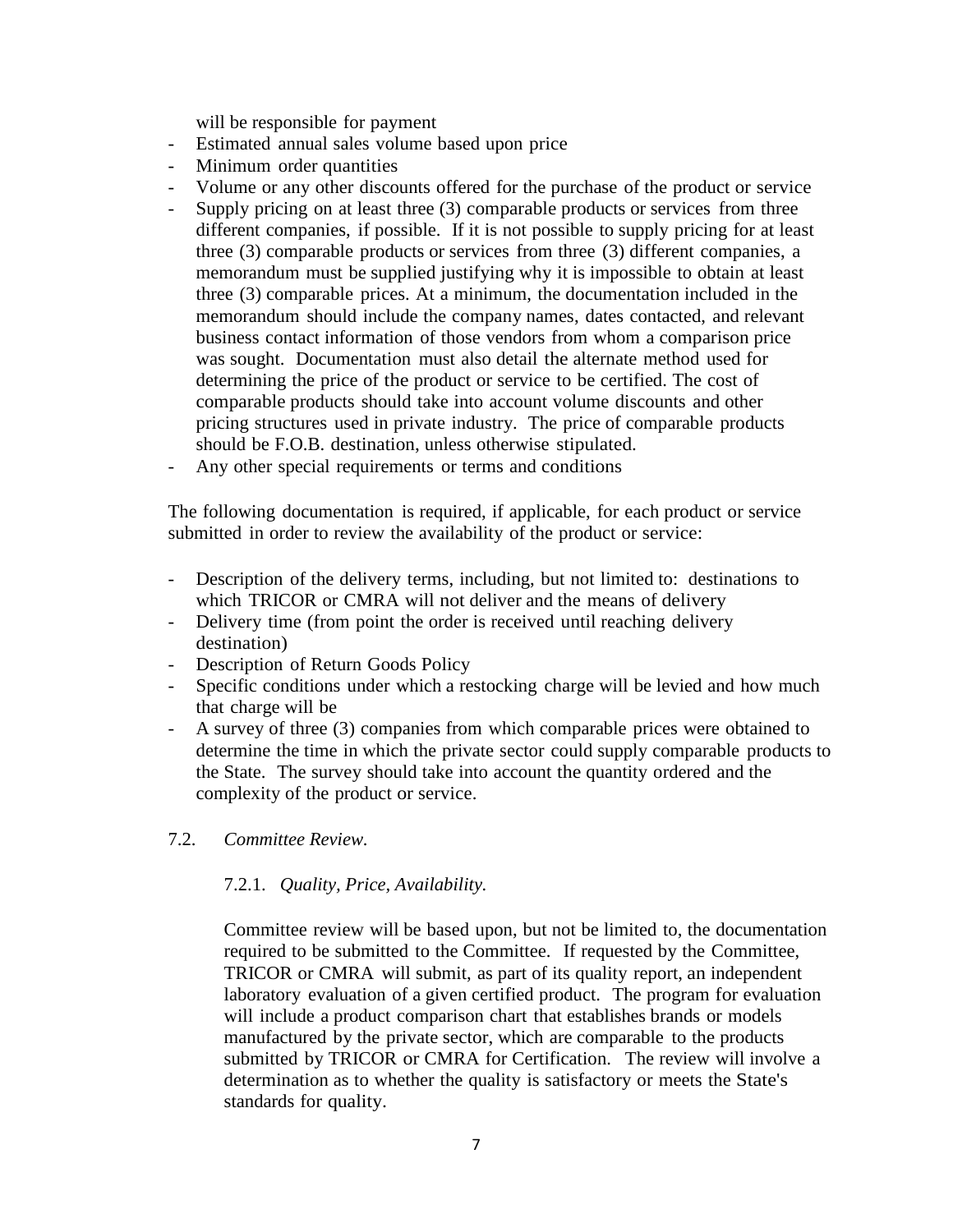will be responsible for payment

- Estimated annual sales volume based upon price
- Minimum order quantities
- Volume or any other discounts offered for the purchase of the product or service
- Supply pricing on at least three (3) comparable products or services from three different companies, if possible. If it is not possible to supply pricing for at least three (3) comparable products or services from three (3) different companies, a memorandum must be supplied justifying why it is impossible to obtain at least three (3) comparable prices. At a minimum, the documentation included in the memorandum should include the company names, dates contacted, and relevant business contact information of those vendors from whom a comparison price was sought. Documentation must also detail the alternate method used for determining the price of the product or service to be certified. The cost of comparable products should take into account volume discounts and other pricing structures used in private industry. The price of comparable products should be F.O.B. destination, unless otherwise stipulated.
- Any other special requirements or terms and conditions

The following documentation is required, if applicable, for each product or service submitted in order to review the availability of the product or service:

- Description of the delivery terms, including, but not limited to: destinations to which TRICOR or CMRA will not deliver and the means of delivery
- Delivery time (from point the order is received until reaching delivery destination)
- Description of Return Goods Policy
- Specific conditions under which a restocking charge will be levied and how much that charge will be
- A survey of three (3) companies from which comparable prices were obtained to determine the time in which the private sector could supply comparable products to the State. The survey should take into account the quantity ordered and the complexity of the product or service.

7.2. *Committee Review.*

7.2.1. *Quality, Price, Availability.*

Committee review will be based upon, but not be limited to, the documentation required to be submitted to the Committee. If requested by the Committee, TRICOR or CMRA will submit, as part of its quality report, an independent laboratory evaluation of a given certified product. The program for evaluation will include a product comparison chart that establishes brands or models manufactured by the private sector, which are comparable to the products submitted by TRICOR or CMRA for Certification. The review will involve a determination as to whether the quality is satisfactory or meets the State's standards for quality.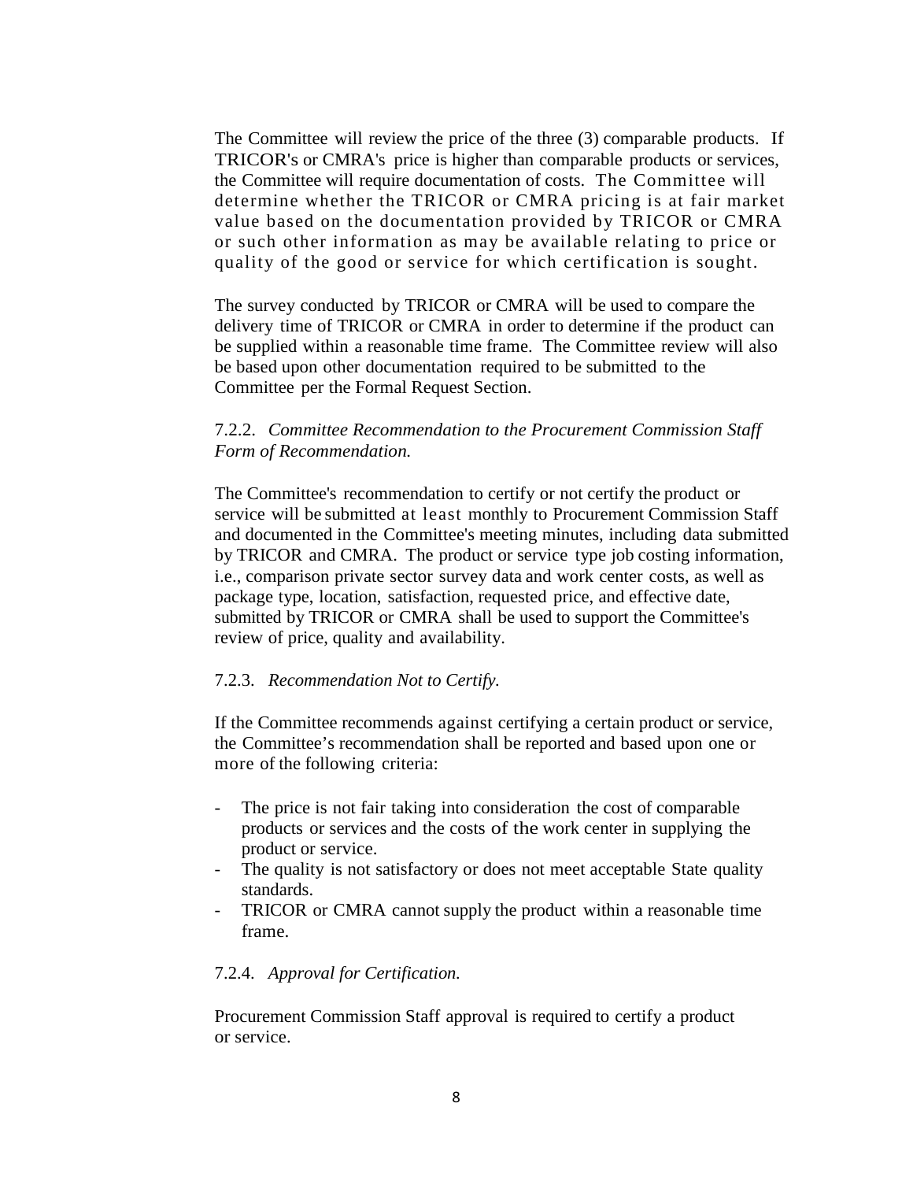The Committee will review the price of the three (3) comparable products. If TRICOR's or CMRA's price is higher than comparable products or services, the Committee will require documentation of costs. The Committee will determine whether the TRICOR or CMRA pricing is at fair market value based on the documentation provided by TRICOR or CMRA or such other information as may be available relating to price or quality of the good or service for which certification is sought.

The survey conducted by TRICOR or CMRA will be used to compare the delivery time of TRICOR or CMRA in order to determine if the product can be supplied within a reasonable time frame. The Committee review will also be based upon other documentation required to be submitted to the Committee per the Formal Request Section.

7.2.2. *Committee Recommendation to the Procurement Commission Staff Form of Recommendation.*

The Committee's recommendation to certify or not certify the product or service will be submitted at least monthly to Procurement Commission Staff and documented in the Committee's meeting minutes, including data submitted by TRICOR and CMRA. The product or service type job costing information, i.e., comparison private sector survey data and work center costs, as well as package type, location, satisfaction, requested price, and effective date, submitted by TRICOR or CMRA shall be used to support the Committee's review of price, quality and availability.

7.2.3. *Recommendation Not to Certify.*

If the Committee recommends against certifying a certain product or service, the Committee's recommendation shall be reported and based upon one or more of the following criteria:

- The price is not fair taking into consideration the cost of comparable products or services and the costs of the work center in supplying the product or service.
- The quality is not satisfactory or does not meet acceptable State quality standards.
- TRICOR or CMRA cannot supply the product within a reasonable time frame.

7.2.4. *Approval for Certification.*

Procurement Commission Staff approval is required to certify a product or service.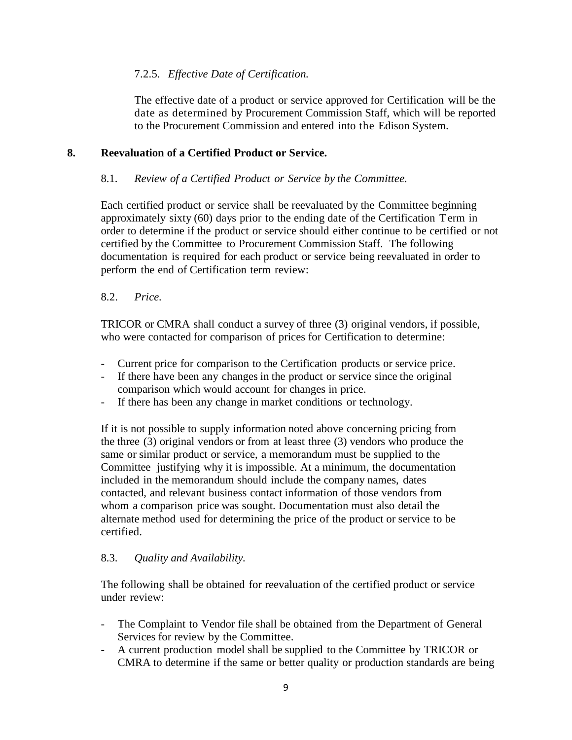7.2.5. *Effective Date of Certification.*

The effective date of a product or service approved for Certification will be the date as determined by Procurement Commission Staff, which will be reported to the Procurement Commission and entered into the Edison System.

## 8. Reevaluation of a Certified Product or Service.

8.1. *Review of a Certified Product or Service by the Committee.*

Each certified product or service shall be reevaluated by the Committee beginning approximately sixty (60) days prior to the ending date of the Certification Term in order to determine if the product or service should either continue to be certified or not certified by the Committee to Procurement Commission Staff. The following documentation is required for each product or service being reevaluated in order to perform the end of Certification term review:

8.2. *Price.*

TRICOR or CMRA shall conduct a survey of three (3) original vendors, if possible, who were contacted for comparison of prices for Certification to determine:

- Current price for comparison to the Certification products or service price.
- If there have been any changes in the product or service since the original comparison which would account for changes in price.
- If there has been any change in market conditions or technology.

If it is not possible to supply information noted above concerning pricing from the three (3) original vendors or from at least three (3) vendors who produce the same or similar product or service, a memorandum must be supplied to the Committee justifying why it is impossible. At a minimum, the documentation included in the memorandum should include the company names, dates contacted, and relevant business contact information of those vendors from whom a comparison price was sought. Documentation must also detail the alternate method used for determining the price of the product or service to be certified.

8.3. *Quality and Availability.*

The following shall be obtained for reevaluation of the certified product or service under review:

- The Complaint to Vendor file shall be obtained from the Department of General Services for review by the Committee.
- A current production model shall be supplied to the Committee by TRICOR or CMRA to determine if the same or better quality or production standards are being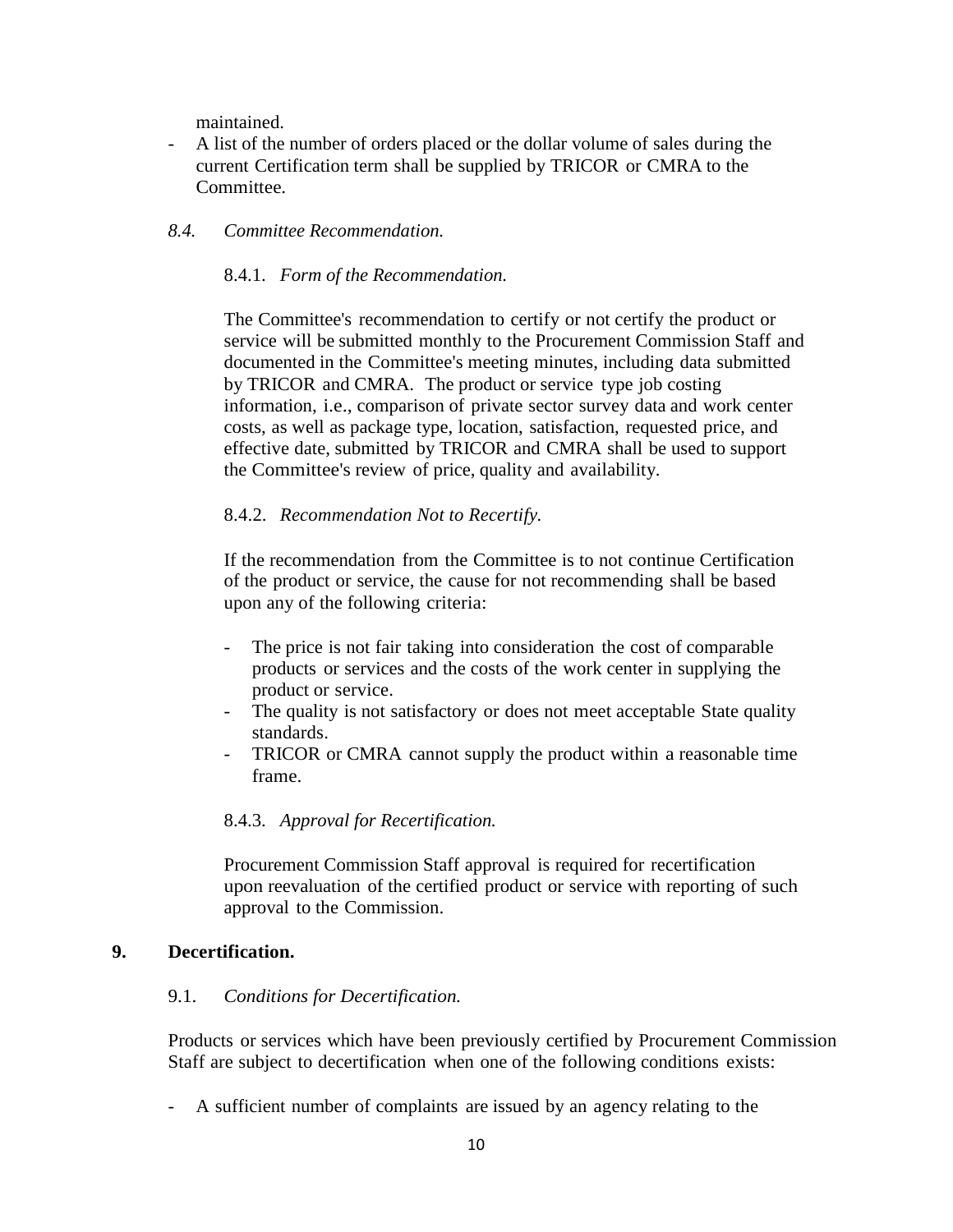maintained.

- A list of the number of orders placed or the dollar volume of sales during the current Certification term shall be supplied by TRICOR or CMRA to the Committee.

*8.4. Committee Recommendation.*

8.4.1. *Form of the Recommendation.*

The Committee's recommendation to certify or not certify the product or service will be submitted monthly to the Procurement Commission Staff and documented in the Committee's meeting minutes, including data submitted by TRICOR and CMRA. The product or service type job costing information, i.e., comparison of private sector survey data and work center costs, as well as package type, location, satisfaction, requested price, and effective date, submitted by TRICOR and CMRA shall be used to support the Committee's review of price, quality and availability.

8.4.2. *Recommendation Not to Recertify.*

If the recommendation from the Committee is to not continue Certification of the product or service, the cause for not recommending shall be based upon any of the following criteria:

- The price is not fair taking into consideration the cost of comparable products or services and the costs of the work center in supplying the product or service.
- The quality is not satisfactory or does not meet acceptable State quality standards.
- TRICOR or CMRA cannot supply the product within a reasonable time frame.

8.4.3. *Approval for Recertification.*

Procurement Commission Staff approval is required for recertification upon reevaluation of the certified product or service with reporting of such approval to the Commission.

## 9. Decertification.

9.1. *Conditions for Decertification.*

Products or services which have been previously certified by Procurement Commission Staff are subject to decertification when one of the following conditions exists:

- A sufficient number of complaints are issued by an agency relating to the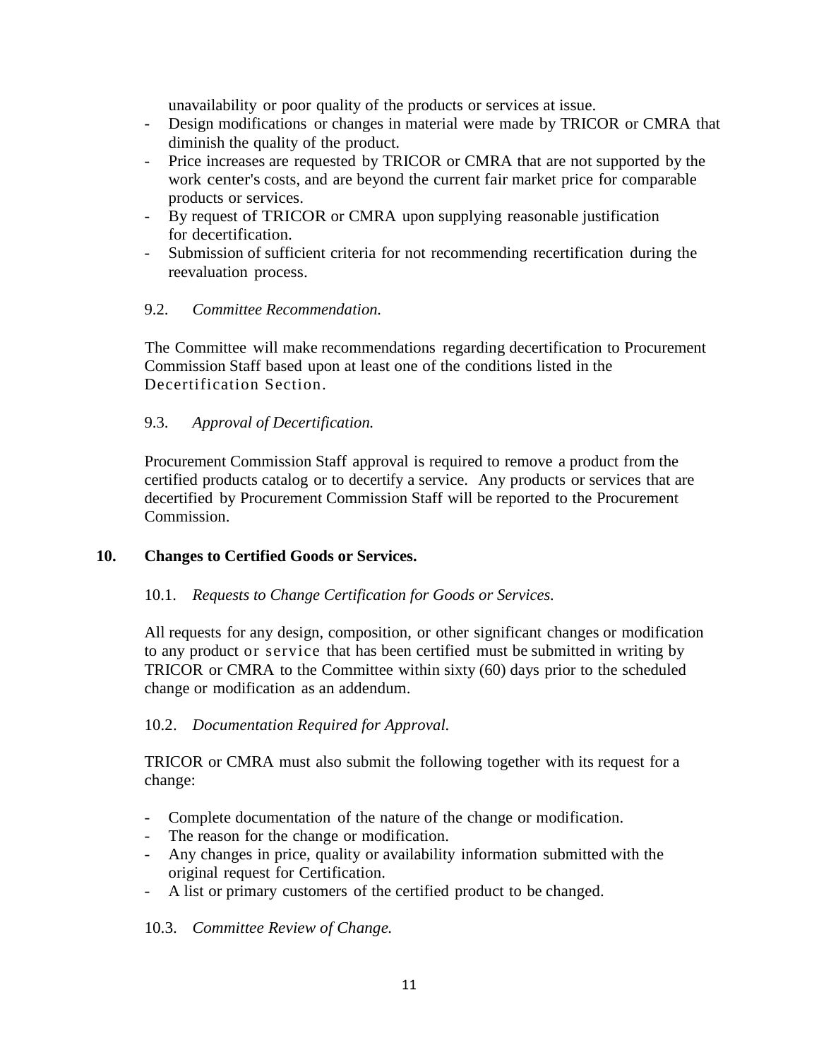unavailability or poor quality of the products or services at issue.

- Design modifications or changes in material were made by TRICOR or CMRA that diminish the quality of the product.
- Price increases are requested by TRICOR or CMRA that are not supported by the work center's costs, and are beyond the current fair market price for comparable products or services.
- By request of TRICOR or CMRA upon supplying reasonable justification for decertification.
- Submission of sufficient criteria for not recommending recertification during the reevaluation process.

9.2. *Committee Recommendation.*

The Committee will make recommendations regarding decertification to Procurement Commission Staff based upon at least one of the conditions listed in the Decertification Section.

9.3. *Approval of Decertification.*

Procurement Commission Staff approval is required to remove a product from the certified products catalog or to decertify a service. Any products or services that are decertified by Procurement Commission Staff will be reported to the Procurement Commission.

## 10. Changes to Certified Goods or Services.

10.1. *Requests to Change Certification for Goods or Services.*

All requests for any design, composition, or other significant changes or modification to any product or service that has been certified must be submitted in writing by TRICOR or CMRA to the Committee within sixty (60) days prior to the scheduled change or modification as an addendum.

10.2. *Documentation Required for Approval.*

TRICOR or CMRA must also submit the following together with its request for a change:

- Complete documentation of the nature of the change or modification.
- The reason for the change or modification.
- Any changes in price, quality or availability information submitted with the original request for Certification.
- A list or primary customers of the certified product to be changed.

10.3. *Committee Review of Change.*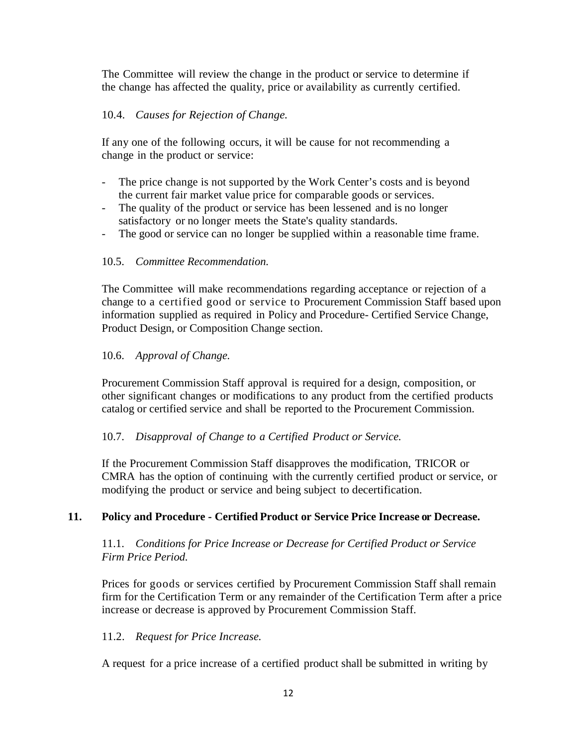The Committee will review the change in the product or service to determine if the change has affected the quality, price or availability as currently certified.

10.4. *Causes for Rejection of Change.*

If any one of the following occurs, it will be cause for not recommending a change in the product or service:

- The price change is not supported by the Work Center's costs and is beyond the current fair market value price for comparable goods or services.
- The quality of the product or service has been lessened and is no longer satisfactory or no longer meets the State's quality standards.
- The good or service can no longer be supplied within a reasonable time frame.

10.5. *Committee Recommendation.*

The Committee will make recommendations regarding acceptance or rejection of a change to a certified good or service to Procurement Commission Staff based upon information supplied as required in Policy and Procedure- Certified Service Change, Product Design, or Composition Change section.

10.6. *Approval of Change.*

Procurement Commission Staff approval is required for a design, composition, or other significant changes or modifications to any product from the certified products catalog or certified service and shall be reported to the Procurement Commission.

10.7. *Disapproval of Change to a Certified Product or Service.*

If the Procurement Commission Staff disapproves the modification, TRICOR or CMRA has the option of continuing with the currently certified product or service, or modifying the product or service and being subject to decertification.

## 11. Policy and Procedure - Certified Product or Service Price Increase or Decrease.

11.1. *Conditions for Price Increase or Decrease for Certified Product or Service Firm Price Period.*

Prices for goods or services certified by Procurement Commission Staff shall remain firm for the Certification Term or any remainder of the Certification Term after a price increase or decrease is approved by Procurement Commission Staff.

11.2. *Request for Price Increase.*

A request for a price increase of a certified product shall be submitted in writing by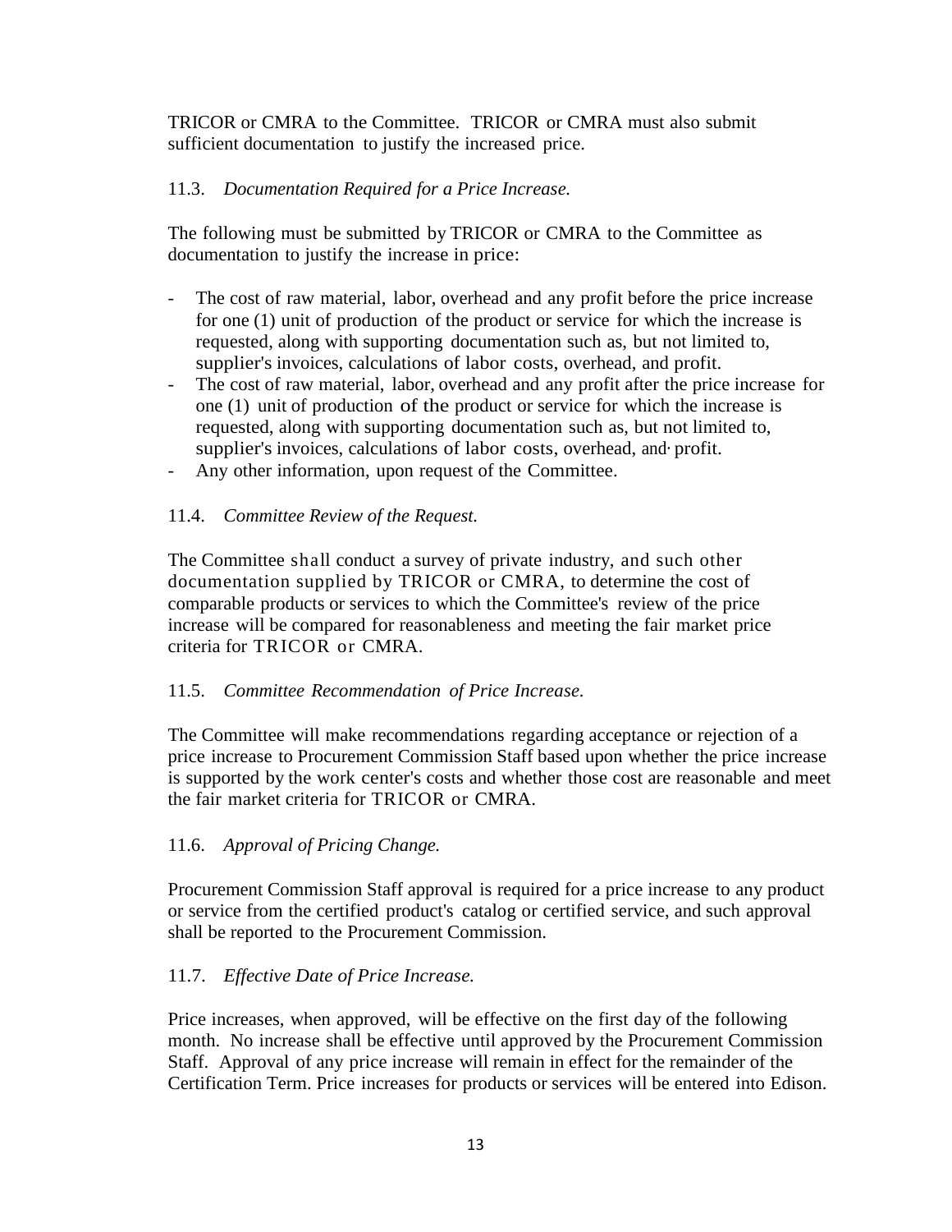TRICOR or CMRA to the Committee. TRICOR or CMRA must also submit sufficient documentation to justify the increased price.

11.3. *Documentation Required for a Price Increase.*

The following must be submitted by TRICOR or CMRA to the Committee as documentation to justify the increase in price:

- The cost of raw material, labor, overhead and any profit before the price increase for one (1) unit of production of the product or service for which the increase is requested, along with supporting documentation such as, but not limited to, supplier's invoices, calculations of labor costs, overhead, and profit.
- The cost of raw material, labor, overhead and any profit after the price increase for one (1) unit of production of the product or service for which the increase is requested, along with supporting documentation such as, but not limited to, supplier's invoices, calculations of labor costs, overhead, and· profit.
- Any other information, upon request of the Committee.

11.4. *Committee Review of the Request.*

The Committee shall conduct a survey of private industry, and such other documentation supplied by TRICOR or CMRA, to determine the cost of comparable products or services to which the Committee's review of the price increase will be compared for reasonableness and meeting the fair market price criteria for TRICOR or CMRA.

11.5. *Committee Recommendation of Price Increase.*

The Committee will make recommendations regarding acceptance or rejection of a price increase to Procurement Commission Staff based upon whether the price increase is supported by the work center's costs and whether those cost are reasonable and meet the fair market criteria for TRICOR or CMRA.

11.6. *Approval of Pricing Change.*

Procurement Commission Staff approval is required for a price increase to any product or service from the certified product's catalog or certified service, and such approval shall be reported to the Procurement Commission.

11.7. *Effective Date of Price Increase.*

Price increases, when approved, will be effective on the first day of the following month. No increase shall be effective until approved by the Procurement Commission Staff. Approval of any price increase will remain in effect for the remainder of the Certification Term. Price increases for products or services will be entered into Edison.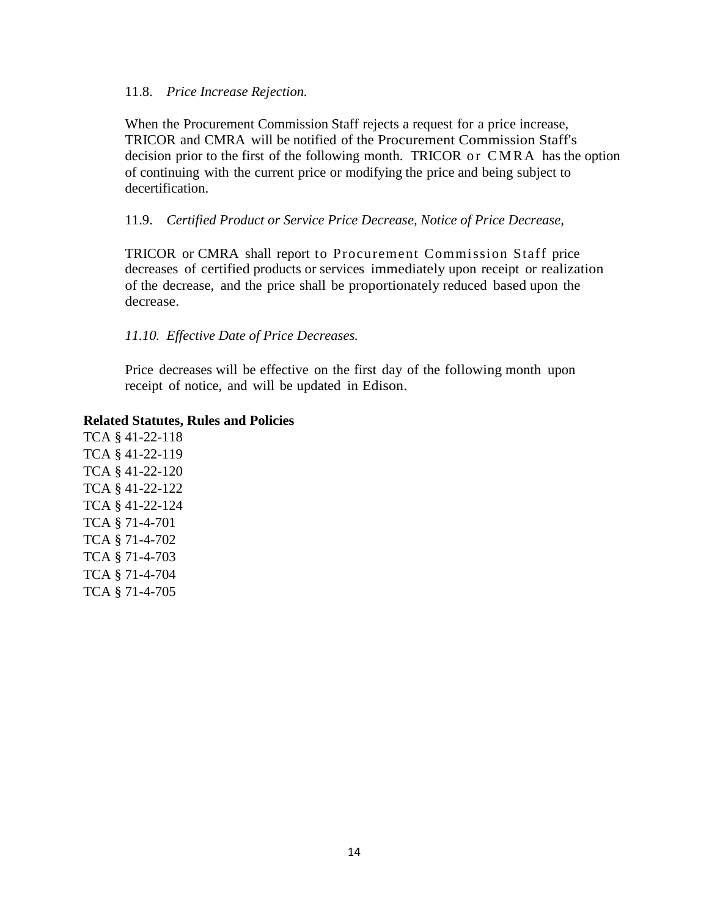11.8. *Price Increase Rejection.*

When the Procurement Commission Staff rejects a request for a price increase, TRICOR and CMRA will be notified of the Procurement Commission Staff's decision prior to the first of the following month. TRICOR or CMRA has the option of continuing with the current price or modifying the price and being subject to decertification.

11.9. *Certified Product or Service Price Decrease, Notice of Price Decrease,*

TRICOR or CMRA shall report to Procurement Commission Staff price decreases of certified products or services immediately upon receipt or realization of the decrease, and the price shall be proportionately reduced based upon the decrease.

*11.10. Effective Date of Price Decreases.*

Price decreases will be effective on the first day of the following month upon receipt of notice, and will be updated in Edison.

**Related Statutes, Rules and Policies**

TCA § 41-22-118
TCA § 41-22-119
TCA § 41-22-120
TCA § 41-22-122
TCA § 41-22-124
TCA § 71-4-701
TCA § 71-4-702
TCA § 71-4-703
TCA § 71-4-704
TCA § 71-4-705